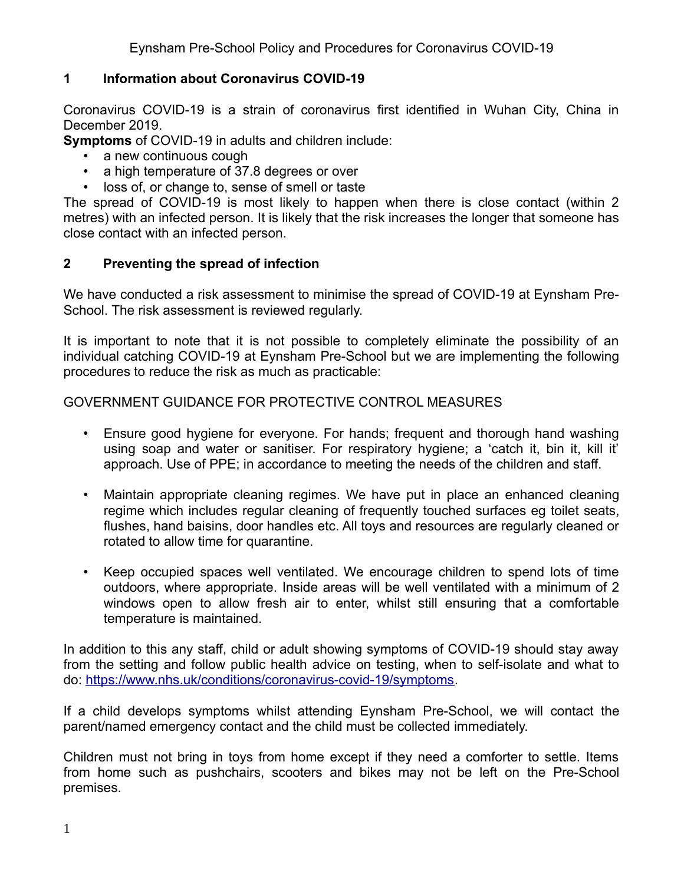# Eynsham Pre-School Policy and Procedures for Coronavirus COVID-19

## 1 Information about Coronavirus COVID-19

Coronavirus COVID-19 is a strain of coronavirus first identified in Wuhan City, China in December 2019.

**Symptoms** of COVID-19 in adults and children include:

- a new continuous cough
- a high temperature of 37.8 degrees or over
- loss of, or change to, sense of smell or taste

The spread of COVID-19 is most likely to happen when there is close contact (within 2 metres) with an infected person. It is likely that the risk increases the longer that someone has close contact with an infected person.

## 2 Preventing the spread of infection

We have conducted a risk assessment to minimise the spread of COVID-19 at Eynsham Pre-School. The risk assessment is reviewed regularly.

It is important to note that it is not possible to completely eliminate the possibility of an individual catching COVID-19 at Eynsham Pre-School but we are implementing the following procedures to reduce the risk as much as practicable:

GOVERNMENT GUIDANCE FOR PROTECTIVE CONTROL MEASURES

- Ensure good hygiene for everyone. For hands; frequent and thorough hand washing using soap and water or sanitiser. For respiratory hygiene; a 'catch it, bin it, kill it' approach. Use of PPE; in accordance to meeting the needs of the children and staff.

- Maintain appropriate cleaning regimes. We have put in place an enhanced cleaning regime which includes regular cleaning of frequently touched surfaces eg toilet seats, flushes, hand baisins, door handles etc. All toys and resources are regularly cleaned or rotated to allow time for quarantine.

- Keep occupied spaces well ventilated. We encourage children to spend lots of time outdoors, where appropriate. Inside areas will be well ventilated with a minimum of 2 windows open to allow fresh air to enter, whilst still ensuring that a comfortable temperature is maintained.

In addition to this any staff, child or adult showing symptoms of COVID-19 should stay away from the setting and follow public health advice on testing, when to self-isolate and what to do: https://www.nhs.uk/conditions/coronavirus-covid-19/symptoms.

If a child develops symptoms whilst attending Eynsham Pre-School, we will contact the parent/named emergency contact and the child must be collected immediately.

Children must not bring in toys from home except if they need a comforter to settle. Items from home such as pushchairs, scooters and bikes may not be left on the Pre-School premises.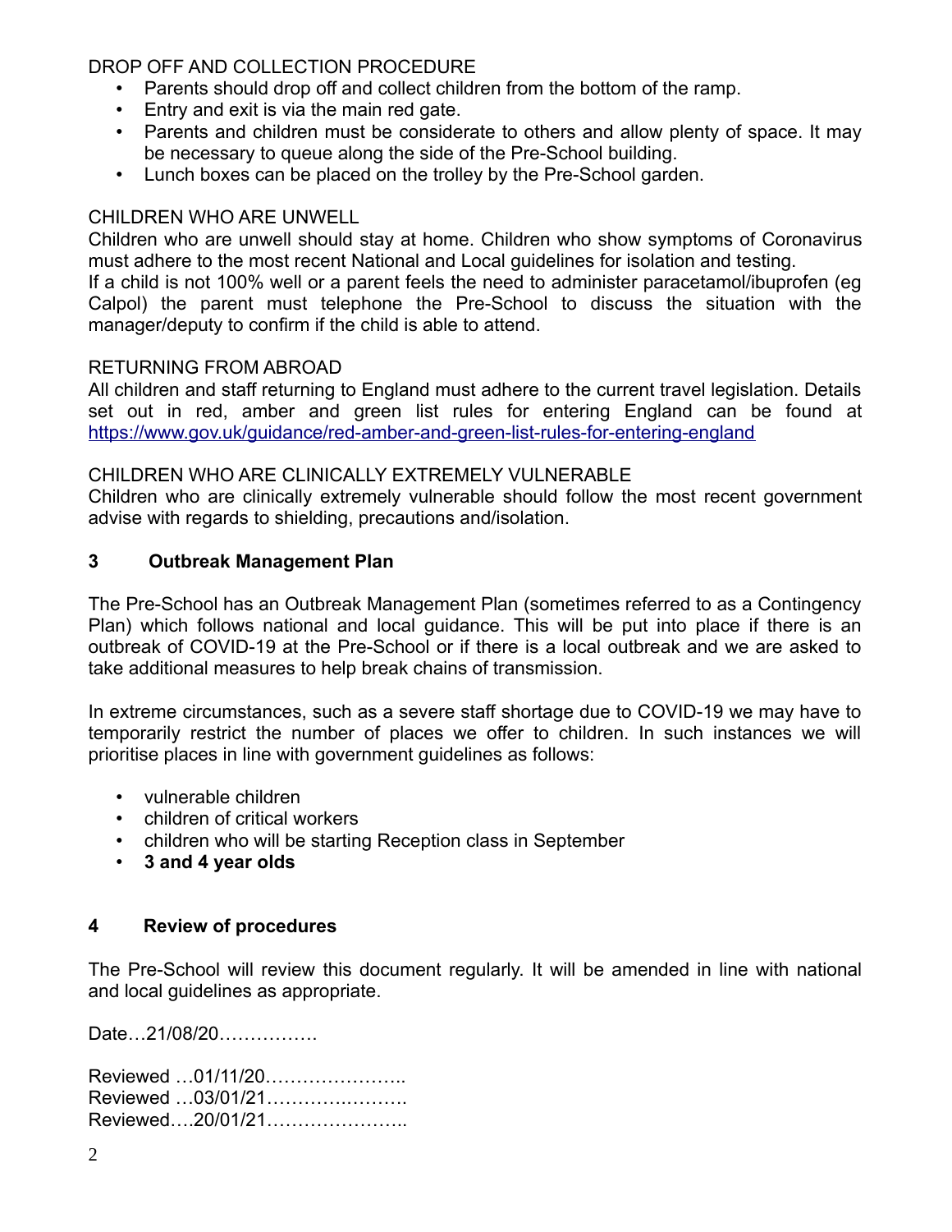DROP OFF AND COLLECTION PROCEDURE

- Parents should drop off and collect children from the bottom of the ramp.
- Entry and exit is via the main red gate.
- Parents and children must be considerate to others and allow plenty of space. It may be necessary to queue along the side of the Pre-School building.
- Lunch boxes can be placed on the trolley by the Pre-School garden.

CHILDREN WHO ARE UNWELL

Children who are unwell should stay at home. Children who show symptoms of Coronavirus must adhere to the most recent National and Local guidelines for isolation and testing.
If a child is not 100% well or a parent feels the need to administer paracetamol/ibuprofen (eg Calpol) the parent must telephone the Pre-School to discuss the situation with the manager/deputy to confirm if the child is able to attend.

RETURNING FROM ABROAD

All children and staff returning to England must adhere to the current travel legislation. Details set out in red, amber and green list rules for entering England can be found at https://www.gov.uk/guidance/red-amber-and-green-list-rules-for-entering-england

CHILDREN WHO ARE CLINICALLY EXTREMELY VULNERABLE

Children who are clinically extremely vulnerable should follow the most recent government advise with regards to shielding, precautions and/isolation.

## 3 Outbreak Management Plan

The Pre-School has an Outbreak Management Plan (sometimes referred to as a Contingency Plan) which follows national and local guidance. This will be put into place if there is an outbreak of COVID-19 at the Pre-School or if there is a local outbreak and we are asked to take additional measures to help break chains of transmission.

In extreme circumstances, such as a severe staff shortage due to COVID-19 we may have to temporarily restrict the number of places we offer to children. In such instances we will prioritise places in line with government guidelines as follows:

- vulnerable children
- children of critical workers
- children who will be starting Reception class in September
- **3 and 4 year olds**

## 4 Review of procedures

The Pre-School will review this document regularly. It will be amended in line with national and local guidelines as appropriate.

Date…21/08/20…………….

Reviewed …01/11/20…………………..
Reviewed …03/01/21…………..……….
Reviewed….20/01/21…………………..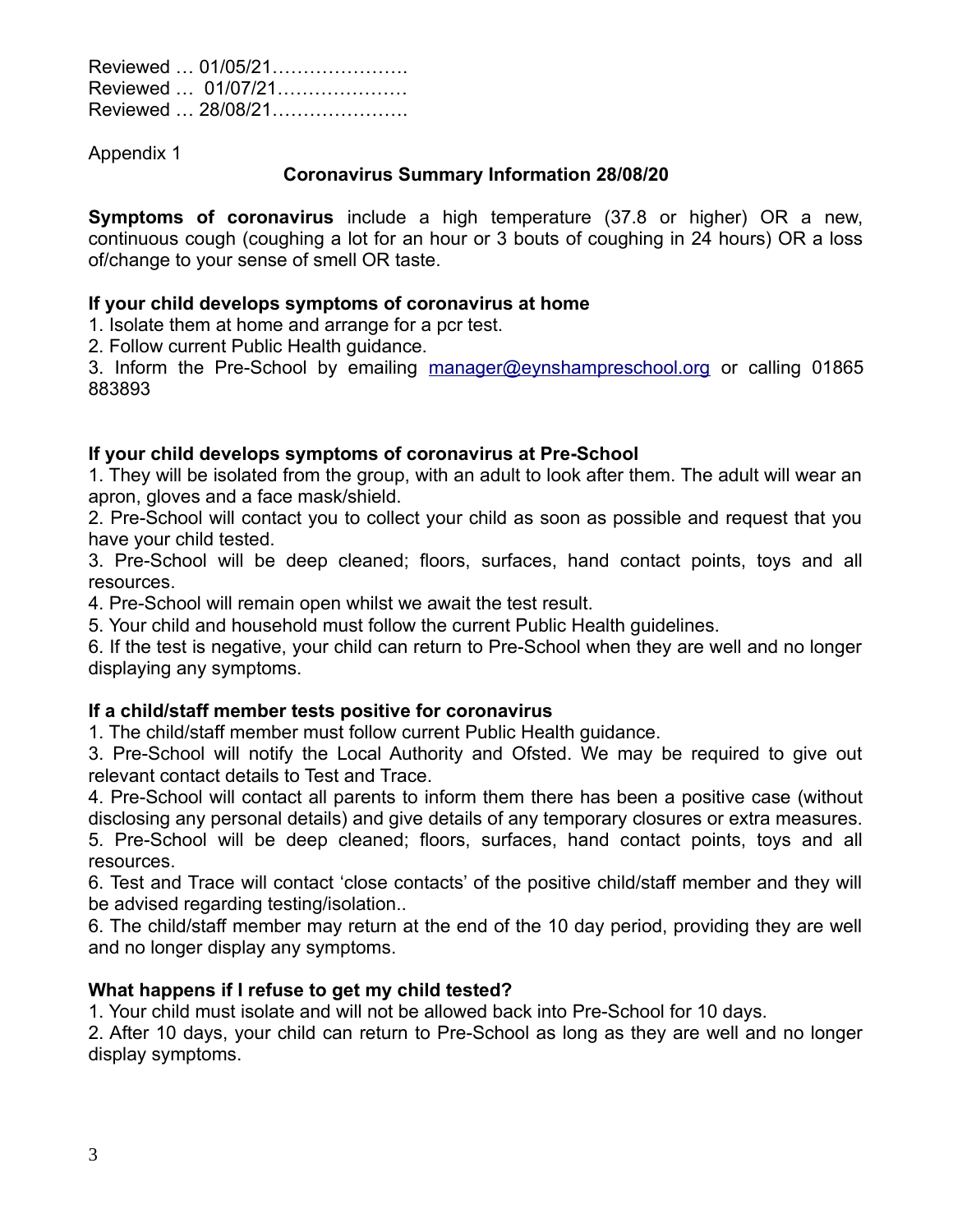Reviewed … 01/05/21………………….
Reviewed … 01/07/21…………………
Reviewed … 28/08/21………………….

Appendix 1

## Coronavirus Summary Information 28/08/20

**Symptoms of coronavirus** include a high temperature (37.8 or higher) OR a new, continuous cough (coughing a lot for an hour or 3 bouts of coughing in 24 hours) OR a loss of/change to your sense of smell OR taste.

**If your child develops symptoms of coronavirus at home**

1. Isolate them at home and arrange for a pcr test.
2. Follow current Public Health guidance.
3. Inform the Pre-School by emailing manager@eynshampreschool.org or calling 01865 883893

**If your child develops symptoms of coronavirus at Pre-School**

1. They will be isolated from the group, with an adult to look after them. The adult will wear an apron, gloves and a face mask/shield.
2. Pre-School will contact you to collect your child as soon as possible and request that you have your child tested.
3. Pre-School will be deep cleaned; floors, surfaces, hand contact points, toys and all resources.
4. Pre-School will remain open whilst we await the test result.
5. Your child and household must follow the current Public Health guidelines.
6. If the test is negative, your child can return to Pre-School when they are well and no longer displaying any symptoms.

**If a child/staff member tests positive for coronavirus**

1. The child/staff member must follow current Public Health guidance.

3. Pre-School will notify the Local Authority and Ofsted. We may be required to give out relevant contact details to Test and Trace.

4. Pre-School will contact all parents to inform them there has been a positive case (without disclosing any personal details) and give details of any temporary closures or extra measures.

5. Pre-School will be deep cleaned; floors, surfaces, hand contact points, toys and all resources.

6. Test and Trace will contact 'close contacts' of the positive child/staff member and they will be advised regarding testing/isolation..

6. The child/staff member may return at the end of the 10 day period, providing they are well and no longer display any symptoms.

**What happens if I refuse to get my child tested?**

1. Your child must isolate and will not be allowed back into Pre-School for 10 days.
2. After 10 days, your child can return to Pre-School as long as they are well and no longer display symptoms.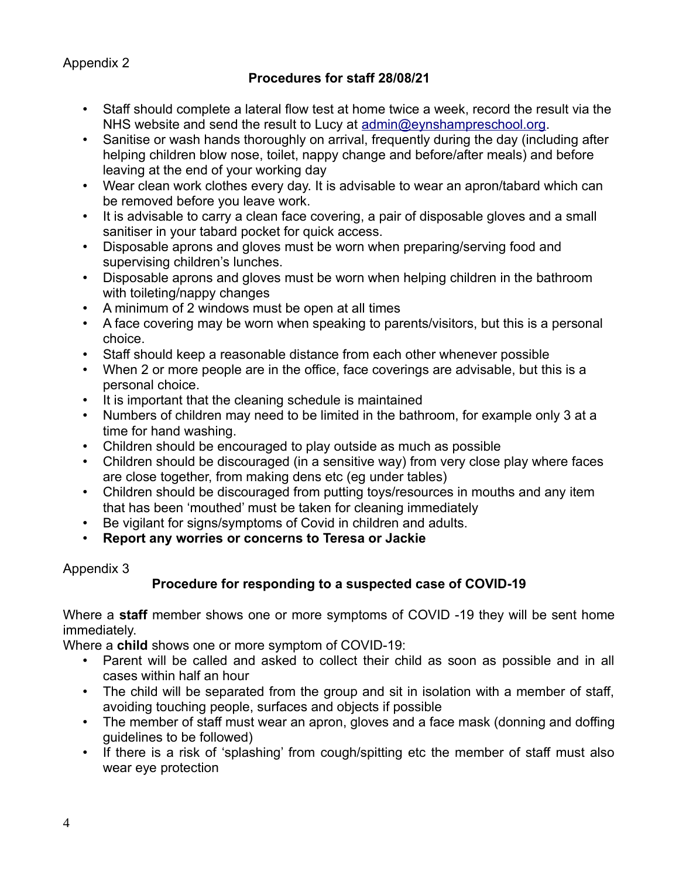Appendix 2

## Procedures for staff 28/08/21

- Staff should complete a lateral flow test at home twice a week, record the result via the NHS website and send the result to Lucy at admin@eynshampreschool.org.
- Sanitise or wash hands thoroughly on arrival, frequently during the day (including after helping children blow nose, toilet, nappy change and before/after meals) and before leaving at the end of your working day
- Wear clean work clothes every day. It is advisable to wear an apron/tabard which can be removed before you leave work.
- It is advisable to carry a clean face covering, a pair of disposable gloves and a small sanitiser in your tabard pocket for quick access.
- Disposable aprons and gloves must be worn when preparing/serving food and supervising children's lunches.
- Disposable aprons and gloves must be worn when helping children in the bathroom with toileting/nappy changes
- A minimum of 2 windows must be open at all times
- A face covering may be worn when speaking to parents/visitors, but this is a personal choice.
- Staff should keep a reasonable distance from each other whenever possible
- When 2 or more people are in the office, face coverings are advisable, but this is a personal choice.
- It is important that the cleaning schedule is maintained
- Numbers of children may need to be limited in the bathroom, for example only 3 at a time for hand washing.
- Children should be encouraged to play outside as much as possible
- Children should be discouraged (in a sensitive way) from very close play where faces are close together, from making dens etc (eg under tables)
- Children should be discouraged from putting toys/resources in mouths and any item that has been 'mouthed' must be taken for cleaning immediately
- Be vigilant for signs/symptoms of Covid in children and adults.
- **Report any worries or concerns to Teresa or Jackie**

Appendix 3

## Procedure for responding to a suspected case of COVID-19

Where a **staff** member shows one or more symptoms of COVID -19 they will be sent home immediately.

Where a **child** shows one or more symptom of COVID-19:

- Parent will be called and asked to collect their child as soon as possible and in all cases within half an hour
- The child will be separated from the group and sit in isolation with a member of staff, avoiding touching people, surfaces and objects if possible
- The member of staff must wear an apron, gloves and a face mask (donning and doffing guidelines to be followed)
- If there is a risk of 'splashing' from cough/spitting etc the member of staff must also wear eye protection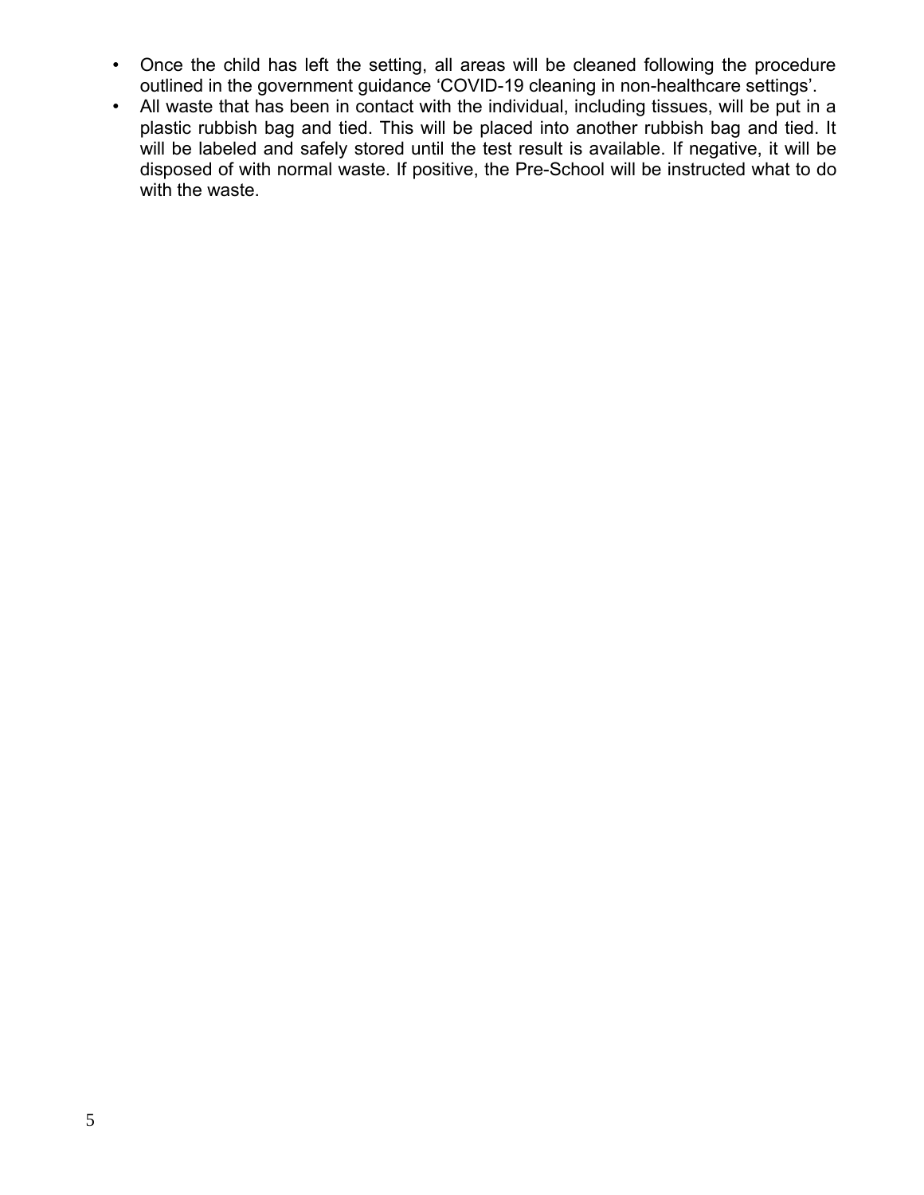- Once the child has left the setting, all areas will be cleaned following the procedure outlined in the government guidance 'COVID-19 cleaning in non-healthcare settings'.
- All waste that has been in contact with the individual, including tissues, will be put in a plastic rubbish bag and tied. This will be placed into another rubbish bag and tied. It will be labeled and safely stored until the test result is available. If negative, it will be disposed of with normal waste. If positive, the Pre-School will be instructed what to do with the waste.